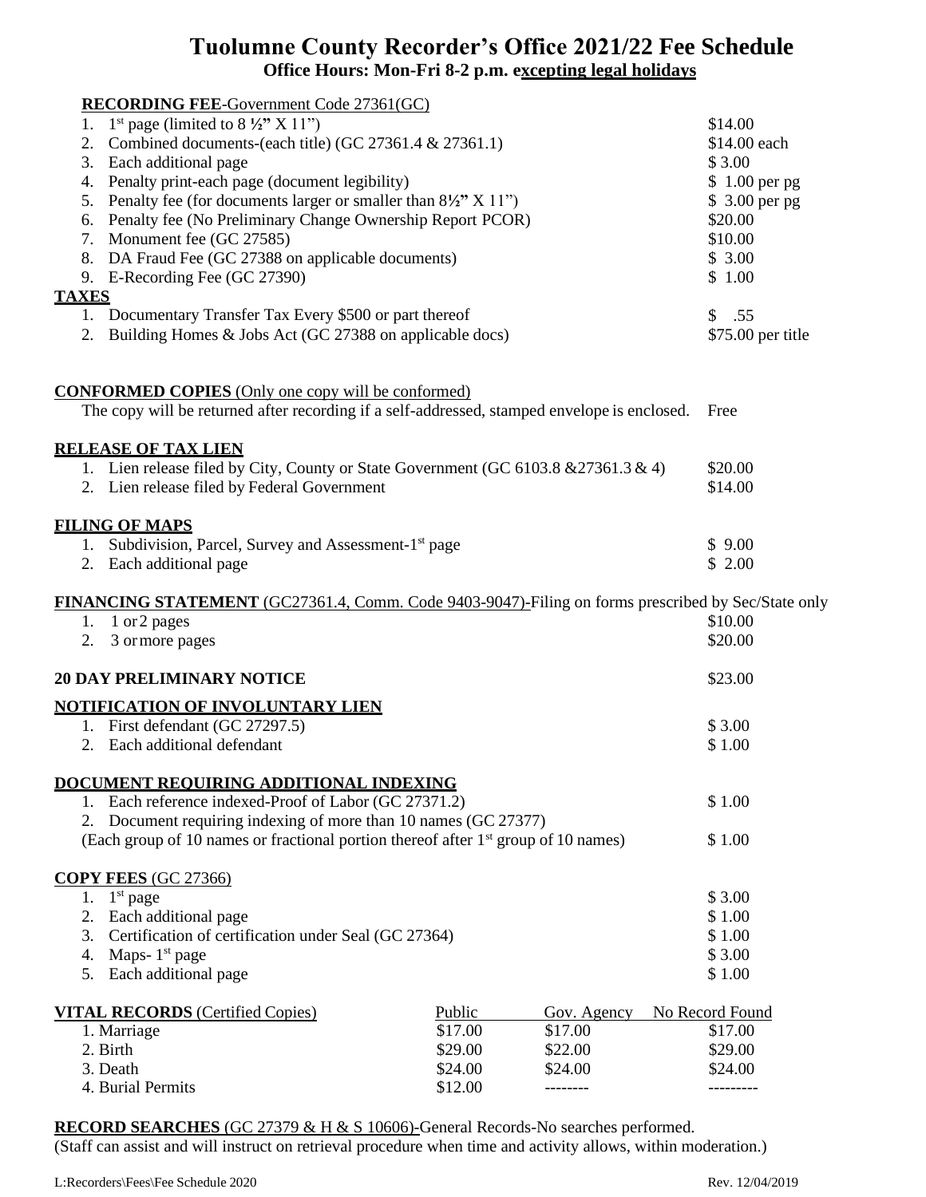# Tuolumne County Recorder's Office 2021/22 Fee Schedule

**Office Hours: Mon-Fri 8-2 p.m. excepting legal holidays**

**RECORDING FEE**-Government Code 27361(GC)

| | |
|---|---|
| 1. 1st page (limited to 8 ½" X 11") | $14.00 |
| 2. Combined documents-(each title) (GC 27361.4 & 27361.1) | $14.00 each |
| 3. Each additional page | $ 3.00 |
| 4. Penalty print-each page (document legibility) | $ 1.00 per pg |
| 5. Penalty fee (for documents larger or smaller than 8½" X 11") | $ 3.00 per pg |
| 6. Penalty fee (No Preliminary Change Ownership Report PCOR) | $20.00 |
| 7. Monument fee (GC 27585) | $10.00 |
| 8. DA Fraud Fee (GC 27388 on applicable documents) | $ 3.00 |
| 9. E-Recording Fee (GC 27390) | $ 1.00 |

**TAXES**

| | |
|---|---|
| 1. Documentary Transfer Tax Every $500 or part thereof | $ .55 |
| 2. Building Homes & Jobs Act (GC 27388 on applicable docs) | $75.00 per title |

**CONFORMED COPIES** (Only one copy will be conformed)

The copy will be returned after recording if a self-addressed, stamped envelope is enclosed. Free

**RELEASE OF TAX LIEN**

| | |
|---|---|
| 1. Lien release filed by City, County or State Government (GC 6103.8 &27361.3 & 4) | $20.00 |
| 2. Lien release filed by Federal Government | $14.00 |

**FILING OF MAPS**

| | |
|---|---|
| 1. Subdivision, Parcel, Survey and Assessment-1st page | $ 9.00 |
| 2. Each additional page | $ 2.00 |

**FINANCING STATEMENT** (GC27361.4, Comm. Code 9403-9047)-Filing on forms prescribed by Sec/State only

| | |
|---|---|
| 1. 1 or 2 pages | $10.00 |
| 2. 3 or more pages | $20.00 |

**20 DAY PRELIMINARY NOTICE** $23.00

**NOTIFICATION OF INVOLUNTARY LIEN**

| | |
|---|---|
| 1. First defendant (GC 27297.5) | $ 3.00 |
| 2. Each additional defendant | $ 1.00 |

**DOCUMENT REQUIRING ADDITIONAL INDEXING**

| | |
|---|---|
| 1. Each reference indexed-Proof of Labor (GC 27371.2) | $ 1.00 |
| 2. Document requiring indexing of more than 10 names (GC 27377) (Each group of 10 names or fractional portion thereof after 1st group of 10 names) | $ 1.00 |

**COPY FEES** (GC 27366)

| | |
|---|---|
| 1. 1st page | $ 3.00 |
| 2. Each additional page | $ 1.00 |
| 3. Certification of certification under Seal (GC 27364) | $ 1.00 |
| 4. Maps- 1st page | $ 3.00 |
| 5. Each additional page | $ 1.00 |

| **VITAL RECORDS** (Certified Copies) | Public | Gov. Agency | No Record Found |
|---|---|---|---|
| 1. Marriage | $17.00 | $17.00 | $17.00 |
| 2. Birth | $29.00 | $22.00 | $29.00 |
| 3. Death | $24.00 | $24.00 | $24.00 |
| 4. Burial Permits | $12.00 | -------- | --------- |

**RECORD SEARCHES** (GC 27379 & H & S 10606)-General Records-No searches performed.
(Staff can assist and will instruct on retrieval procedure when time and activity allows, within moderation.)

L:Recorders\Fees\Fee Schedule 2020 Rev. 12/04/2019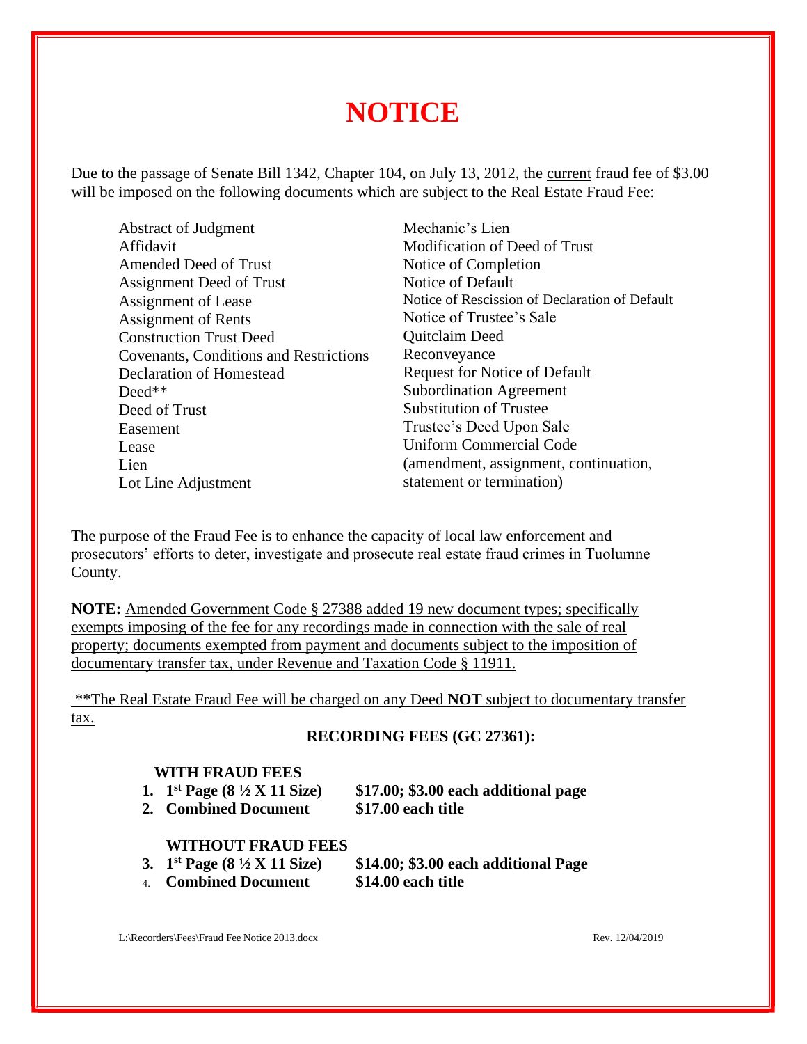# NOTICE

Due to the passage of Senate Bill 1342, Chapter 104, on July 13, 2012, the current fraud fee of $3.00 will be imposed on the following documents which are subject to the Real Estate Fraud Fee:

- Abstract of Judgment
- Affidavit
- Amended Deed of Trust
- Assignment Deed of Trust
- Assignment of Lease
- Assignment of Rents
- Construction Trust Deed
- Covenants, Conditions and Restrictions
- Declaration of Homestead
- Deed**
- Deed of Trust
- Easement
- Lease
- Lien
- Lot Line Adjustment
- Mechanic's Lien
- Modification of Deed of Trust
- Notice of Completion
- Notice of Default
- Notice of Rescission of Declaration of Default
- Notice of Trustee's Sale
- Quitclaim Deed
- Reconveyance
- Request for Notice of Default
- Subordination Agreement
- Substitution of Trustee
- Trustee's Deed Upon Sale
- Uniform Commercial Code (amendment, assignment, continuation, statement or termination)

The purpose of the Fraud Fee is to enhance the capacity of local law enforcement and prosecutors' efforts to deter, investigate and prosecute real estate fraud crimes in Tuolumne County.

**NOTE:** Amended Government Code § 27388 added 19 new document types; specifically exempts imposing of the fee for any recordings made in connection with the sale of real property; documents exempted from payment and documents subject to the imposition of documentary transfer tax, under Revenue and Taxation Code § 11911.

**The Real Estate Fraud Fee will be charged on any Deed **NOT** subject to documentary transfer tax.

**RECORDING FEES (GC 27361):**

**WITH FRAUD FEES**

1. **1st Page (8 ½ X 11 Size)** — **$17.00; $3.00 each additional page**
2. **Combined Document** — **$17.00 each title**

**WITHOUT FRAUD FEES**

3. **1st Page (8 ½ X 11 Size)** — **$14.00; $3.00 each additional Page**
4. **Combined Document** — **$14.00 each title**

L:\Recorders\Fees\Fraud Fee Notice 2013.docx — Rev. 12/04/2019